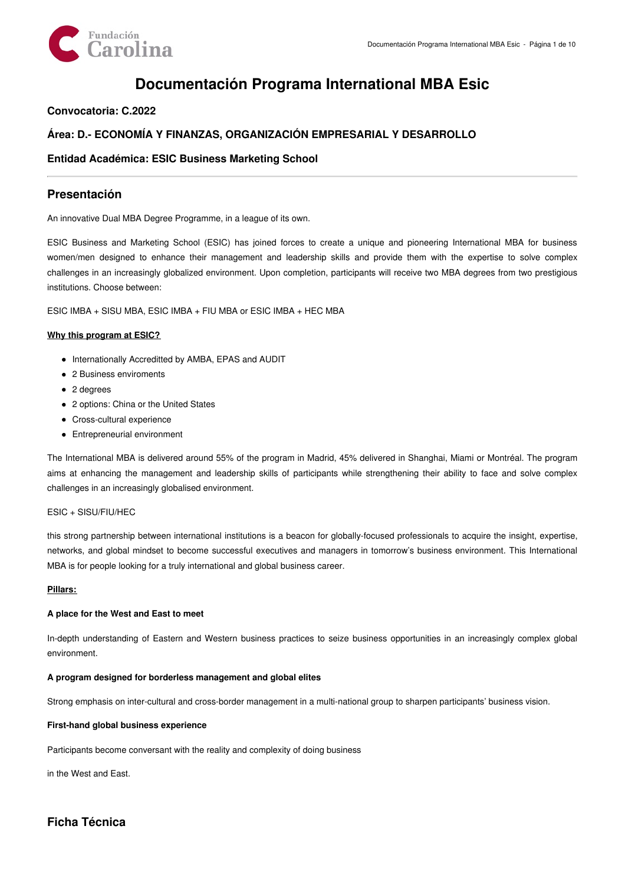# Documentación Programa International MBA Esic

### Convocatoria: C.2022

### Área: D.- ECONOMÍA Y FINANZAS, ORGANIZACIÓN EMPRESARIAL Y DESARROLLO

### Entidad Académica: ESIC Business Marketing School

---

## Presentación

An innovative Dual MBA Degree Programme, in a league of its own.

ESIC Business and Marketing School (ESIC) has joined forces to create a unique and pioneering International MBA for business women/men designed to enhance their management and leadership skills and provide them with the expertise to solve complex challenges in an increasingly globalized environment. Upon completion, participants will receive two MBA degrees from two prestigious institutions. Choose between:

ESIC IMBA + SISU MBA, ESIC IMBA + FIU MBA or ESIC IMBA + HEC MBA

**Why this program at ESIC?**

- Internationally Accreditted by AMBA, EPAS and AUDIT
- 2 Business enviroments
- 2 degrees
- 2 options: China or the United States
- Cross-cultural experience
- Entrepreneurial environment

The International MBA is delivered around 55% of the program in Madrid, 45% delivered in Shanghai, Miami or Montréal. The program aims at enhancing the management and leadership skills of participants while strengthening their ability to face and solve complex challenges in an increasingly globalised environment.

ESIC + SISU/FIU/HEC

this strong partnership between international institutions is a beacon for globally-focused professionals to acquire the insight, expertise, networks, and global mindset to become successful executives and managers in tomorrow's business environment. This International MBA is for people looking for a truly international and global business career.

**Pillars:**

**A place for the West and East to meet**

In-depth understanding of Eastern and Western business practices to seize business opportunities in an increasingly complex global environment.

**A program designed for borderless management and global elites**

Strong emphasis on inter-cultural and cross-border management in a multi-national group to sharpen participants' business vision.

**First-hand global business experience**

Participants become conversant with the reality and complexity of doing business

in the West and East.

## Ficha Técnica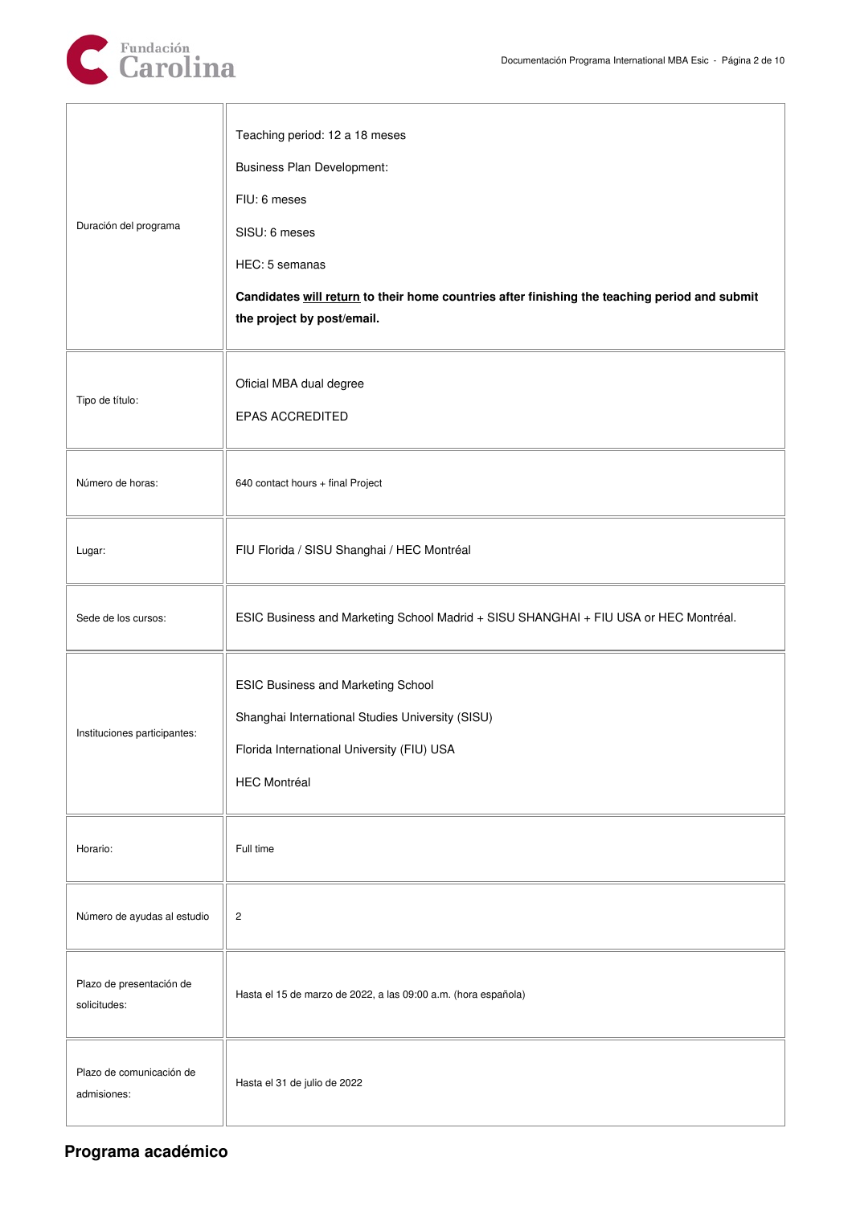| | |
|---|---|
| Duración del programa | Teaching period: 12 a 18 meses<br><br>Business Plan Development:<br><br>FIU: 6 meses<br><br>SISU: 6 meses<br><br>HEC: 5 semanas<br><br>**Candidates <u>will return</u> to their home countries after finishing the teaching period and submit the project by post/email.** |
| Tipo de título: | Oficial MBA dual degree<br><br>EPAS ACCREDITED |
| Número de horas: | 640 contact hours + final Project |
| Lugar: | FIU Florida / SISU Shanghai / HEC Montréal |
| Sede de los cursos: | ESIC Business and Marketing School Madrid + SISU SHANGHAI + FIU USA or HEC Montréal. |
| Instituciones participantes: | ESIC Business and Marketing School<br><br>Shanghai International Studies University (SISU)<br><br>Florida International University (FIU) USA<br><br>HEC Montréal |
| Horario: | Full time |
| Número de ayudas al estudio | 2 |
| Plazo de presentación de solicitudes: | Hasta el 15 de marzo de 2022, a las 09:00 a.m. (hora española) |
| Plazo de comunicación de admisiones: | Hasta el 31 de julio de 2022 |

## Programa académico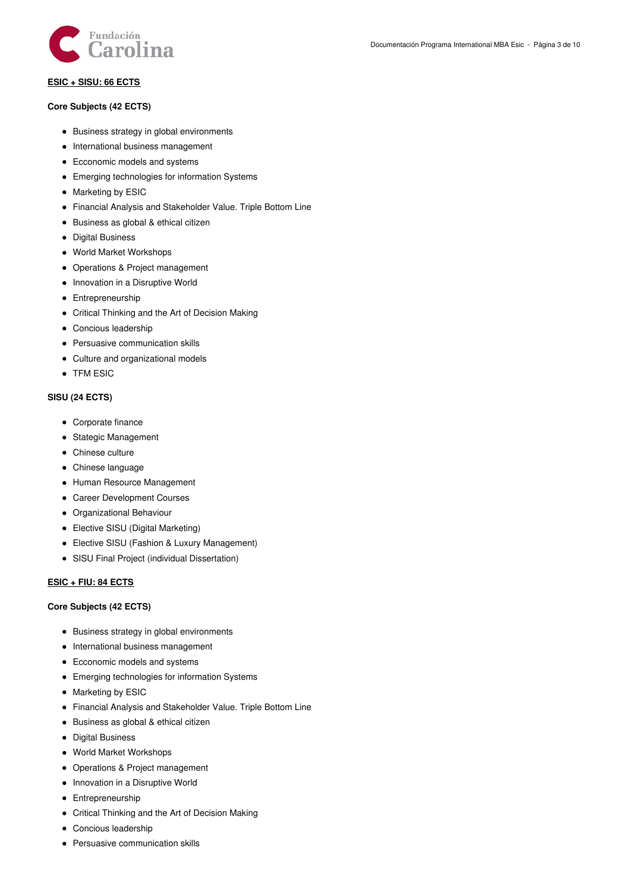**ESIC + SISU: 66 ECTS**

**Core Subjects (42 ECTS)**

- Business strategy in global environments
- International business management
- Ecconomic models and systems
- Emerging technologies for information Systems
- Marketing by ESIC
- Financial Analysis and Stakeholder Value. Triple Bottom Line
- Business as global & ethical citizen
- Digital Business
- World Market Workshops
- Operations & Project management
- Innovation in a Disruptive World
- Entrepreneurship
- Critical Thinking and the Art of Decision Making
- Concious leadership
- Persuasive communication skills
- Culture and organizational models
- TFM ESIC

**SISU (24 ECTS)**

- Corporate finance
- Stategic Management
- Chinese culture
- Chinese language
- Human Resource Management
- Career Development Courses
- Organizational Behaviour
- Elective SISU (Digital Marketing)
- Elective SISU (Fashion & Luxury Management)
- SISU Final Project (individual Dissertation)

**ESIC + FIU: 84 ECTS**

**Core Subjects (42 ECTS)**

- Business strategy in global environments
- International business management
- Ecconomic models and systems
- Emerging technologies for information Systems
- Marketing by ESIC
- Financial Analysis and Stakeholder Value. Triple Bottom Line
- Business as global & ethical citizen
- Digital Business
- World Market Workshops
- Operations & Project management
- Innovation in a Disruptive World
- Entrepreneurship
- Critical Thinking and the Art of Decision Making
- Concious leadership
- Persuasive communication skills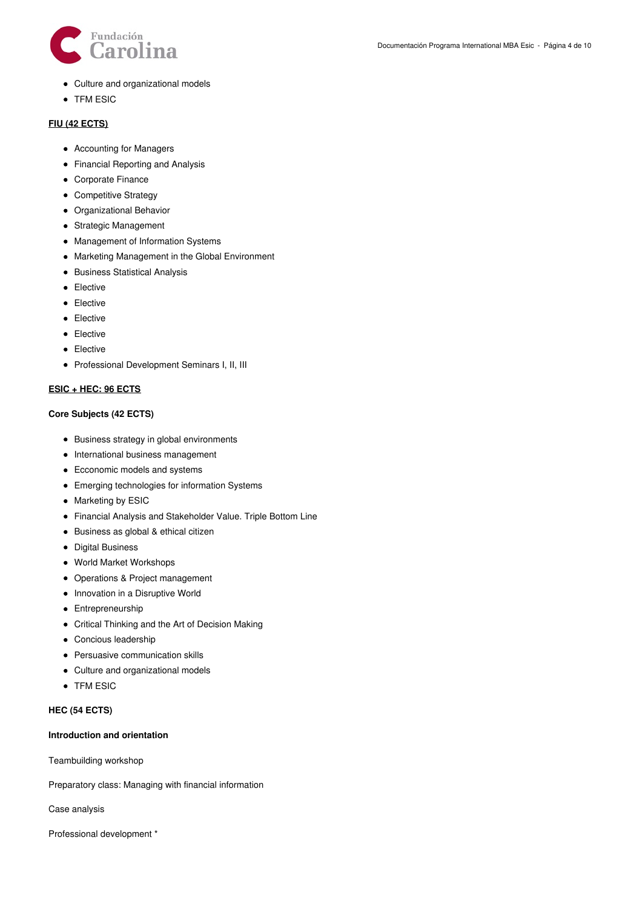- Culture and organizational models
- TFM ESIC

**FIU (42 ECTS)**

- Accounting for Managers
- Financial Reporting and Analysis
- Corporate Finance
- Competitive Strategy
- Organizational Behavior
- Strategic Management
- Management of Information Systems
- Marketing Management in the Global Environment
- Business Statistical Analysis
- Elective
- Elective
- Elective
- Elective
- Elective
- Professional Development Seminars I, II, III

**ESIC + HEC: 96 ECTS**

**Core Subjects (42 ECTS)**

- Business strategy in global environments
- International business management
- Ecconomic models and systems
- Emerging technologies for information Systems
- Marketing by ESIC
- Financial Analysis and Stakeholder Value. Triple Bottom Line
- Business as global & ethical citizen
- Digital Business
- World Market Workshops
- Operations & Project management
- Innovation in a Disruptive World
- Entrepreneurship
- Critical Thinking and the Art of Decision Making
- Concious leadership
- Persuasive communication skills
- Culture and organizational models
- TFM ESIC

**HEC (54 ECTS)**

**Introduction and orientation**

Teambuilding workshop

Preparatory class: Managing with financial information

Case analysis

Professional development *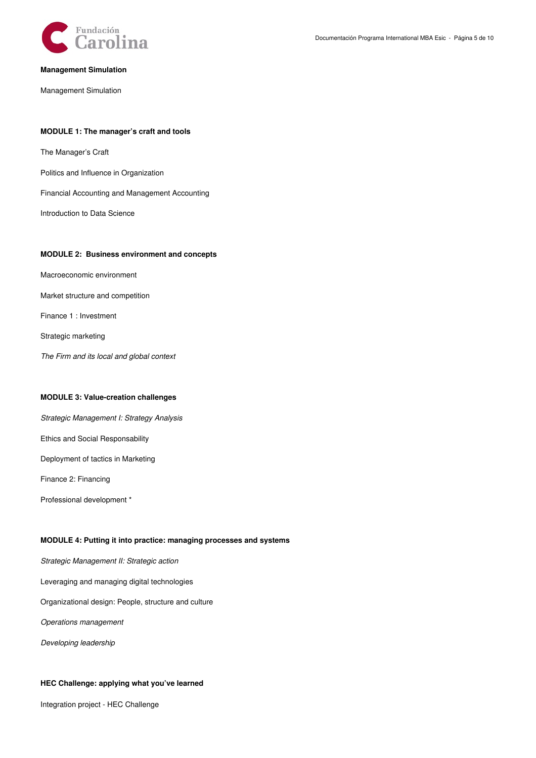**Management Simulation**

Management Simulation

**MODULE 1: The manager's craft and tools**

The Manager's Craft

Politics and Influence in Organization

Financial Accounting and Management Accounting

Introduction to Data Science

**MODULE 2:  Business environment and concepts**

Macroeconomic environment

Market structure and competition

Finance 1 : Investment

Strategic marketing

*The Firm and its local and global context*

**MODULE 3: Value-creation challenges**

*Strategic Management I: Strategy Analysis*

Ethics and Social Responsability

Deployment of tactics in Marketing

Finance 2: Financing

Professional development *

**MODULE 4: Putting it into practice: managing processes and systems**

*Strategic Management II: Strategic action*

Leveraging and managing digital technologies

Organizational design: People, structure and culture

*Operations management*

*Developing leadership*

**HEC Challenge: applying what you've learned**

Integration project - HEC Challenge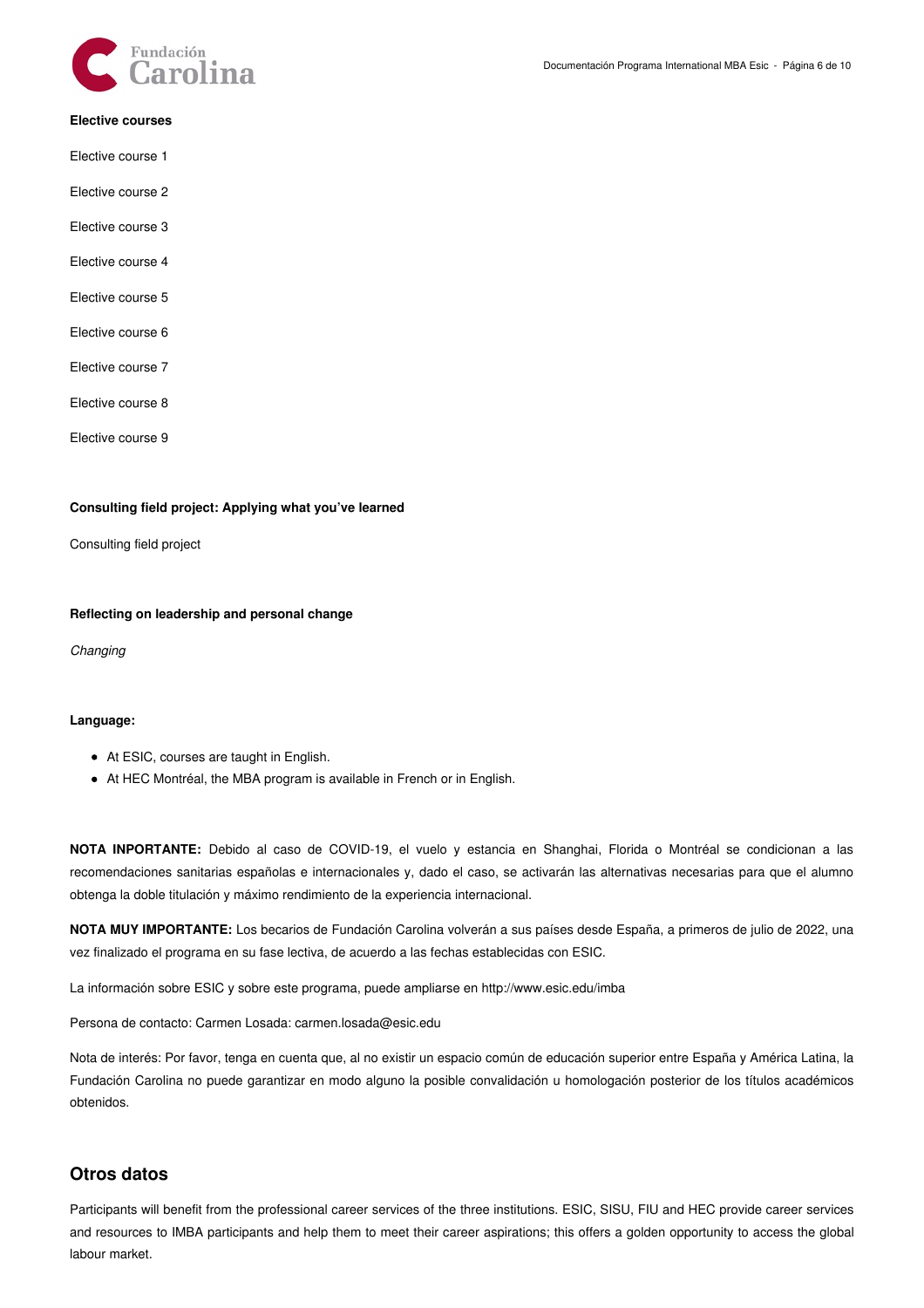**Elective courses**

Elective course 1

Elective course 2

Elective course 3

Elective course 4

Elective course 5

Elective course 6

Elective course 7

Elective course 8

Elective course 9

**Consulting field project: Applying what you've learned**

Consulting field project

**Reflecting on leadership and personal change**

*Changing*

**Language:**

- At ESIC, courses are taught in English.
- At HEC Montréal, the MBA program is available in French or in English.

**NOTA INPORTANTE:** Debido al caso de COVID-19, el vuelo y estancia en Shanghai, Florida o Montréal se condicionan a las recomendaciones sanitarias españolas e internacionales y, dado el caso, se activarán las alternativas necesarias para que el alumno obtenga la doble titulación y máximo rendimiento de la experiencia internacional.

**NOTA MUY IMPORTANTE:** Los becarios de Fundación Carolina volverán a sus países desde España, a primeros de julio de 2022, una vez finalizado el programa en su fase lectiva, de acuerdo a las fechas establecidas con ESIC.

La información sobre ESIC y sobre este programa, puede ampliarse en http://www.esic.edu/imba

Persona de contacto: Carmen Losada: carmen.losada@esic.edu

Nota de interés: Por favor, tenga en cuenta que, al no existir un espacio común de educación superior entre España y América Latina, la Fundación Carolina no puede garantizar en modo alguno la posible convalidación u homologación posterior de los títulos académicos obtenidos.

## Otros datos

Participants will benefit from the professional career services of the three institutions. ESIC, SISU, FIU and HEC provide career services and resources to IMBA participants and help them to meet their career aspirations; this offers a golden opportunity to access the global labour market.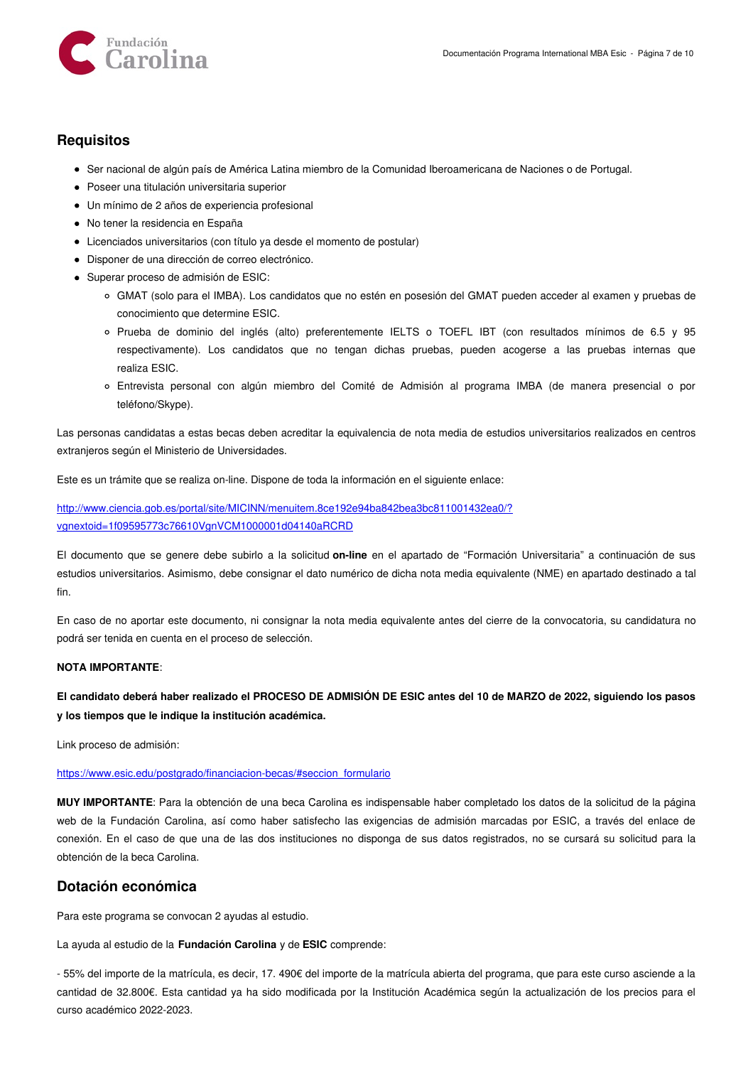## Requisitos

- Ser nacional de algún país de América Latina miembro de la Comunidad Iberoamericana de Naciones o de Portugal.
- Poseer una titulación universitaria superior
- Un mínimo de 2 años de experiencia profesional
- No tener la residencia en España
- Licenciados universitarios (con título ya desde el momento de postular)
- Disponer de una dirección de correo electrónico.
- Superar proceso de admisión de ESIC:
  - GMAT (solo para el IMBA). Los candidatos que no estén en posesión del GMAT pueden acceder al examen y pruebas de conocimiento que determine ESIC.
  - Prueba de dominio del inglés (alto) preferentemente IELTS o TOEFL IBT (con resultados mínimos de 6.5 y 95 respectivamente). Los candidatos que no tengan dichas pruebas, pueden acogerse a las pruebas internas que realiza ESIC.
  - Entrevista personal con algún miembro del Comité de Admisión al programa IMBA (de manera presencial o por teléfono/Skype).

Las personas candidatas a estas becas deben acreditar la equivalencia de nota media de estudios universitarios realizados en centros extranjeros según el Ministerio de Universidades.

Este es un trámite que se realiza on-line. Dispone de toda la información en el siguiente enlace:

[http://www.ciencia.gob.es/portal/site/MICINN/menuitem.8ce192e94ba842bea3bc811001432ea0/?vgnextoid=1f09595773c76610VgnVCM1000001d04140aRCRD](http://www.ciencia.gob.es/portal/site/MICINN/menuitem.8ce192e94ba842bea3bc811001432ea0/?vgnextoid=1f09595773c76610VgnVCM1000001d04140aRCRD)

El documento que se genere debe subirlo a la solicitud **on-line** en el apartado de "Formación Universitaria" a continuación de sus estudios universitarios. Asimismo, debe consignar el dato numérico de dicha nota media equivalente (NME) en apartado destinado a tal fin.

En caso de no aportar este documento, ni consignar la nota media equivalente antes del cierre de la convocatoria, su candidatura no podrá ser tenida en cuenta en el proceso de selección.

**NOTA IMPORTANTE**:

**El candidato deberá haber realizado el PROCESO DE ADMISIÓN DE ESIC antes del 10 de MARZO de 2022, siguiendo los pasos y los tiempos que le indique la institución académica.**

Link proceso de admisión:

[https://www.esic.edu/postgrado/financiacion-becas/#seccion_formulario](https://www.esic.edu/postgrado/financiacion-becas/#seccion_formulario)

**MUY IMPORTANTE**: Para la obtención de una beca Carolina es indispensable haber completado los datos de la solicitud de la página web de la Fundación Carolina, así como haber satisfecho las exigencias de admisión marcadas por ESIC, a través del enlace de conexión. En el caso de que una de las dos instituciones no disponga de sus datos registrados, no se cursará su solicitud para la obtención de la beca Carolina.

## Dotación económica

Para este programa se convocan 2 ayudas al estudio.

La ayuda al estudio de la **Fundación Carolina** y de **ESIC** comprende:

- 55% del importe de la matrícula, es decir, 17. 490€ del importe de la matrícula abierta del programa, que para este curso asciende a la cantidad de 32.800€. Esta cantidad ya ha sido modificada por la Institución Académica según la actualización de los precios para el curso académico 2022-2023.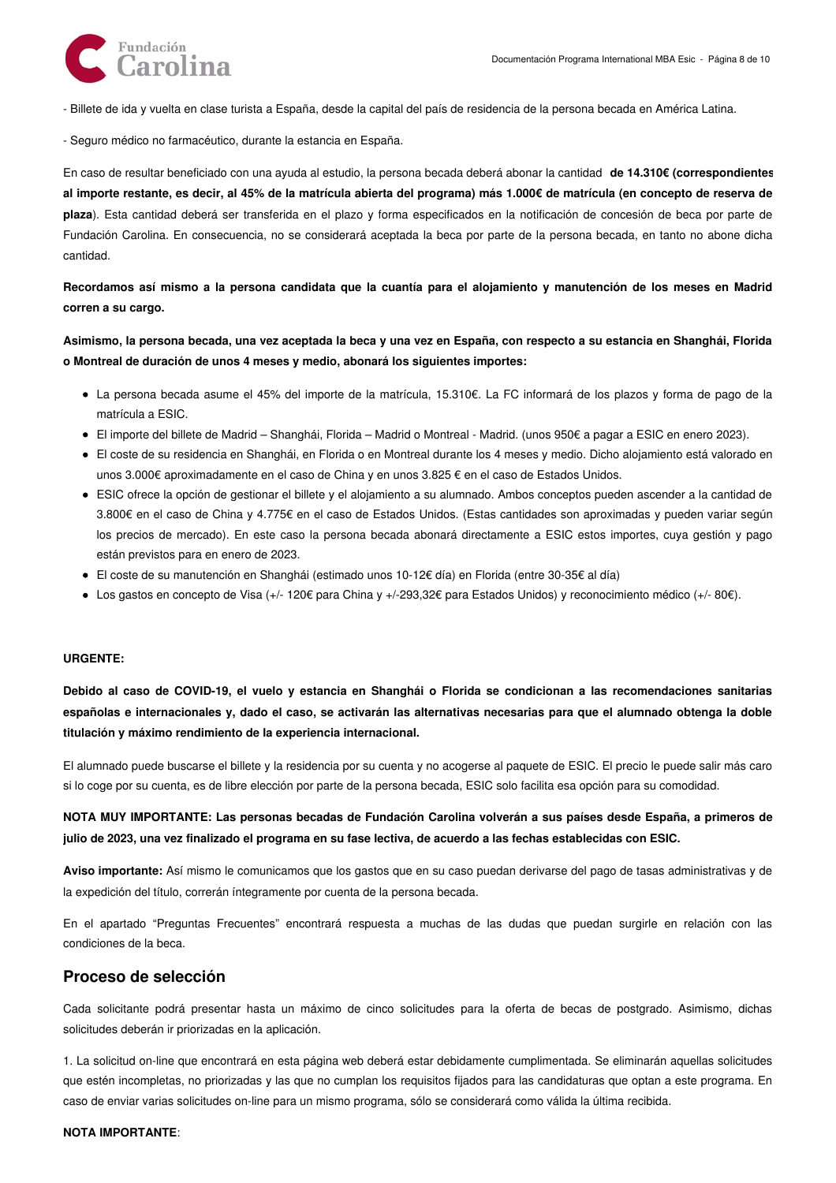- Billete de ida y vuelta en clase turista a España, desde la capital del país de residencia de la persona becada en América Latina.

- Seguro médico no farmacéutico, durante la estancia en España.

En caso de resultar beneficiado con una ayuda al estudio, la persona becada deberá abonar la cantidad **de 14.310€ (correspondientes al importe restante, es decir, al 45% de la matrícula abierta del programa) más 1.000€ de matrícula (en concepto de reserva de plaza**). Esta cantidad deberá ser transferida en el plazo y forma especificados en la notificación de concesión de beca por parte de Fundación Carolina. En consecuencia, no se considerará aceptada la beca por parte de la persona becada, en tanto no abone dicha cantidad.

**Recordamos así mismo a la persona candidata que la cuantía para el alojamiento y manutención de los meses en Madrid corren a su cargo.**

**Asimismo, la persona becada, una vez aceptada la beca y una vez en España, con respecto a su estancia en Shanghái, Florida o Montreal de duración de unos 4 meses y medio, abonará los siguientes importes:**

- La persona becada asume el 45% del importe de la matrícula, 15.310€. La FC informará de los plazos y forma de pago de la matrícula a ESIC.
- El importe del billete de Madrid – Shanghái, Florida – Madrid o Montreal - Madrid. (unos 950€ a pagar a ESIC en enero 2023).
- El coste de su residencia en Shanghái, en Florida o en Montreal durante los 4 meses y medio. Dicho alojamiento está valorado en unos 3.000€ aproximadamente en el caso de China y en unos 3.825 € en el caso de Estados Unidos.
- ESIC ofrece la opción de gestionar el billete y el alojamiento a su alumnado. Ambos conceptos pueden ascender a la cantidad de 3.800€ en el caso de China y 4.775€ en el caso de Estados Unidos. (Estas cantidades son aproximadas y pueden variar según los precios de mercado). En este caso la persona becada abonará directamente a ESIC estos importes, cuya gestión y pago están previstos para en enero de 2023.
- El coste de su manutención en Shanghái (estimado unos 10-12€ día) en Florida (entre 30-35€ al día)
- Los gastos en concepto de Visa (+/- 120€ para China y +/-293,32€ para Estados Unidos) y reconocimiento médico (+/- 80€).

**URGENTE:**

**Debido al caso de COVID-19, el vuelo y estancia en Shanghái o Florida se condicionan a las recomendaciones sanitarias españolas e internacionales y, dado el caso, se activarán las alternativas necesarias para que el alumnado obtenga la doble titulación y máximo rendimiento de la experiencia internacional.**

El alumnado puede buscarse el billete y la residencia por su cuenta y no acogerse al paquete de ESIC. El precio le puede salir más caro si lo coge por su cuenta, es de libre elección por parte de la persona becada, ESIC solo facilita esa opción para su comodidad.

**NOTA MUY IMPORTANTE: Las personas becadas de Fundación Carolina volverán a sus países desde España, a primeros de julio de 2023, una vez finalizado el programa en su fase lectiva, de acuerdo a las fechas establecidas con ESIC.**

**Aviso importante:** Así mismo le comunicamos que los gastos que en su caso puedan derivarse del pago de tasas administrativas y de la expedición del título, correrán íntegramente por cuenta de la persona becada.

En el apartado "Preguntas Frecuentes" encontrará respuesta a muchas de las dudas que puedan surgirle en relación con las condiciones de la beca.

## Proceso de selección

Cada solicitante podrá presentar hasta un máximo de cinco solicitudes para la oferta de becas de postgrado. Asimismo, dichas solicitudes deberán ir priorizadas en la aplicación.

1. La solicitud on-line que encontrará en esta página web deberá estar debidamente cumplimentada. Se eliminarán aquellas solicitudes que estén incompletas, no priorizadas y las que no cumplan los requisitos fijados para las candidaturas que optan a este programa. En caso de enviar varias solicitudes on-line para un mismo programa, sólo se considerará como válida la última recibida.

**NOTA IMPORTANTE**: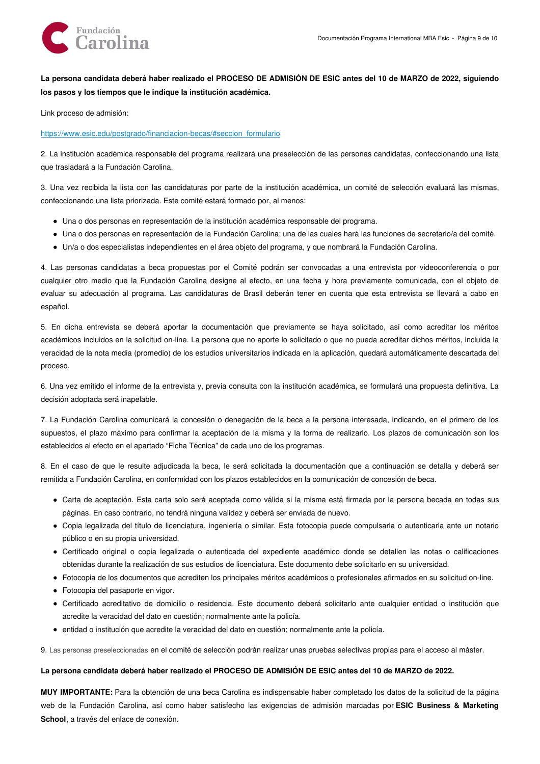**La persona candidata deberá haber realizado el PROCESO DE ADMISIÓN DE ESIC antes del 10 de MARZO de 2022, siguiendo los pasos y los tiempos que le indique la institución académica.**

Link proceso de admisión:

https://www.esic.edu/postgrado/financiacion-becas/#seccion_formulario

2. La institución académica responsable del programa realizará una preselección de las personas candidatas, confeccionando una lista que trasladará a la Fundación Carolina.

3. Una vez recibida la lista con las candidaturas por parte de la institución académica, un comité de selección evaluará las mismas, confeccionando una lista priorizada. Este comité estará formado por, al menos:

- Una o dos personas en representación de la institución académica responsable del programa.
- Una o dos personas en representación de la Fundación Carolina; una de las cuales hará las funciones de secretario/a del comité.
- Un/a o dos especialistas independientes en el área objeto del programa, y que nombrará la Fundación Carolina.

4. Las personas candidatas a beca propuestas por el Comité podrán ser convocadas a una entrevista por videoconferencia o por cualquier otro medio que la Fundación Carolina designe al efecto, en una fecha y hora previamente comunicada, con el objeto de evaluar su adecuación al programa. Las candidaturas de Brasil deberán tener en cuenta que esta entrevista se llevará a cabo en español.

5. En dicha entrevista se deberá aportar la documentación que previamente se haya solicitado, así como acreditar los méritos académicos incluidos en la solicitud on-line. La persona que no aporte lo solicitado o que no pueda acreditar dichos méritos, incluida la veracidad de la nota media (promedio) de los estudios universitarios indicada en la aplicación, quedará automáticamente descartada del proceso.

6. Una vez emitido el informe de la entrevista y, previa consulta con la institución académica, se formulará una propuesta definitiva. La decisión adoptada será inapelable.

7. La Fundación Carolina comunicará la concesión o denegación de la beca a la persona interesada, indicando, en el primero de los supuestos, el plazo máximo para confirmar la aceptación de la misma y la forma de realizarlo. Los plazos de comunicación son los establecidos al efecto en el apartado "Ficha Técnica" de cada uno de los programas.

8. En el caso de que le resulte adjudicada la beca, le será solicitada la documentación que a continuación se detalla y deberá ser remitida a Fundación Carolina, en conformidad con los plazos establecidos en la comunicación de concesión de beca.

- Carta de aceptación. Esta carta solo será aceptada como válida si la misma está firmada por la persona becada en todas sus páginas. En caso contrario, no tendrá ninguna validez y deberá ser enviada de nuevo.
- Copia legalizada del título de licenciatura, ingeniería o similar. Esta fotocopia puede compulsarla o autenticarla ante un notario público o en su propia universidad.
- Certificado original o copia legalizada o autenticada del expediente académico donde se detallen las notas o calificaciones obtenidas durante la realización de sus estudios de licenciatura. Este documento debe solicitarlo en su universidad.
- Fotocopia de los documentos que acrediten los principales méritos académicos o profesionales afirmados en su solicitud on-line.
- Fotocopia del pasaporte en vigor.
- Certificado acreditativo de domicilio o residencia. Este documento deberá solicitarlo ante cualquier entidad o institución que acredite la veracidad del dato en cuestión; normalmente ante la policía.
- entidad o institución que acredite la veracidad del dato en cuestión; normalmente ante la policía.

9. Las personas preseleccionadas en el comité de selección podrán realizar unas pruebas selectivas propias para el acceso al máster.

**La persona candidata deberá haber realizado el PROCESO DE ADMISIÓN DE ESIC antes del 10 de MARZO de 2022.**

**MUY IMPORTANTE:** Para la obtención de una beca Carolina es indispensable haber completado los datos de la solicitud de la página web de la Fundación Carolina, así como haber satisfecho las exigencias de admisión marcadas por **ESIC Business & Marketing School**, a través del enlace de conexión.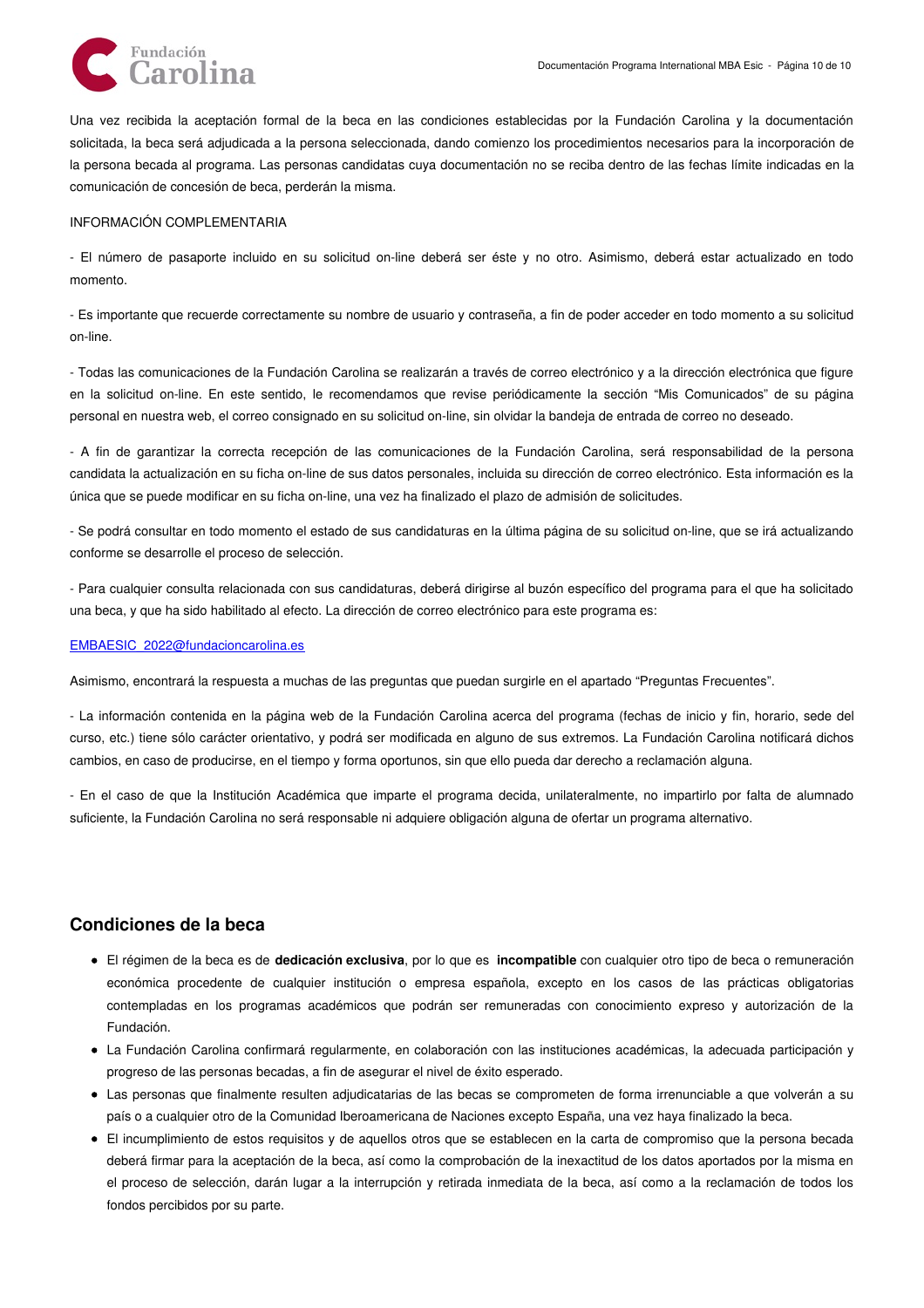Una vez recibida la aceptación formal de la beca en las condiciones establecidas por la Fundación Carolina y la documentación solicitada, la beca será adjudicada a la persona seleccionada, dando comienzo los procedimientos necesarios para la incorporación de la persona becada al programa. Las personas candidatas cuya documentación no se reciba dentro de las fechas límite indicadas en la comunicación de concesión de beca, perderán la misma.

INFORMACIÓN COMPLEMENTARIA

- El número de pasaporte incluido en su solicitud on-line deberá ser éste y no otro. Asimismo, deberá estar actualizado en todo momento.

- Es importante que recuerde correctamente su nombre de usuario y contraseña, a fin de poder acceder en todo momento a su solicitud on-line.

- Todas las comunicaciones de la Fundación Carolina se realizarán a través de correo electrónico y a la dirección electrónica que figure en la solicitud on-line. En este sentido, le recomendamos que revise periódicamente la sección "Mis Comunicados" de su página personal en nuestra web, el correo consignado en su solicitud on-line, sin olvidar la bandeja de entrada de correo no deseado.

- A fin de garantizar la correcta recepción de las comunicaciones de la Fundación Carolina, será responsabilidad de la persona candidata la actualización en su ficha on-line de sus datos personales, incluida su dirección de correo electrónico. Esta información es la única que se puede modificar en su ficha on-line, una vez ha finalizado el plazo de admisión de solicitudes.

- Se podrá consultar en todo momento el estado de sus candidaturas en la última página de su solicitud on-line, que se irá actualizando conforme se desarrolle el proceso de selección.

- Para cualquier consulta relacionada con sus candidaturas, deberá dirigirse al buzón específico del programa para el que ha solicitado una beca, y que ha sido habilitado al efecto. La dirección de correo electrónico para este programa es:

EMBAESIC_2022@fundacioncarolina.es

Asimismo, encontrará la respuesta a muchas de las preguntas que puedan surgirle en el apartado "Preguntas Frecuentes".

- La información contenida en la página web de la Fundación Carolina acerca del programa (fechas de inicio y fin, horario, sede del curso, etc.) tiene sólo carácter orientativo, y podrá ser modificada en alguno de sus extremos. La Fundación Carolina notificará dichos cambios, en caso de producirse, en el tiempo y forma oportunos, sin que ello pueda dar derecho a reclamación alguna.

- En el caso de que la Institución Académica que imparte el programa decida, unilateralmente, no impartirlo por falta de alumnado suficiente, la Fundación Carolina no será responsable ni adquiere obligación alguna de ofertar un programa alternativo.

## Condiciones de la beca

- El régimen de la beca es de **dedicación exclusiva**, por lo que es **incompatible** con cualquier otro tipo de beca o remuneración económica procedente de cualquier institución o empresa española, excepto en los casos de las prácticas obligatorias contempladas en los programas académicos que podrán ser remuneradas con conocimiento expreso y autorización de la Fundación.
- La Fundación Carolina confirmará regularmente, en colaboración con las instituciones académicas, la adecuada participación y progreso de las personas becadas, a fin de asegurar el nivel de éxito esperado.
- Las personas que finalmente resulten adjudicatarias de las becas se comprometen de forma irrenunciable a que volverán a su país o a cualquier otro de la Comunidad Iberoamericana de Naciones excepto España, una vez haya finalizado la beca.
- El incumplimiento de estos requisitos y de aquellos otros que se establecen en la carta de compromiso que la persona becada deberá firmar para la aceptación de la beca, así como la comprobación de la inexactitud de los datos aportados por la misma en el proceso de selección, darán lugar a la interrupción y retirada inmediata de la beca, así como a la reclamación de todos los fondos percibidos por su parte.